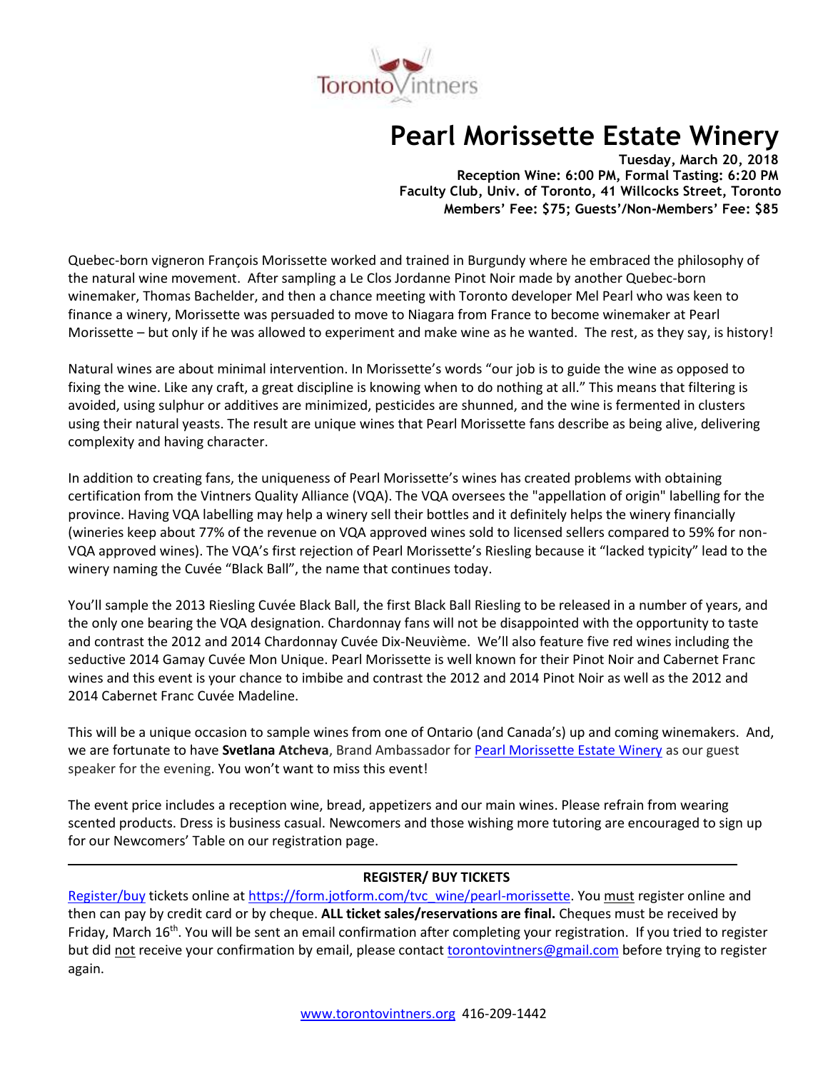TorontoVintners

# Pearl Morissette Estate Winery

**Tuesday, March 20, 2018**
**Reception Wine: 6:00 PM, Formal Tasting: 6:20 PM**
**Faculty Club, Univ. of Toronto, 41 Willcocks Street, Toronto**
**Members' Fee: $75; Guests'/Non-Members' Fee: $85**

Quebec-born vigneron François Morissette worked and trained in Burgundy where he embraced the philosophy of the natural wine movement. After sampling a Le Clos Jordanne Pinot Noir made by another Quebec-born winemaker, Thomas Bachelder, and then a chance meeting with Toronto developer Mel Pearl who was keen to finance a winery, Morissette was persuaded to move to Niagara from France to become winemaker at Pearl Morissette – but only if he was allowed to experiment and make wine as he wanted. The rest, as they say, is history!

Natural wines are about minimal intervention. In Morissette's words "our job is to guide the wine as opposed to fixing the wine. Like any craft, a great discipline is knowing when to do nothing at all." This means that filtering is avoided, using sulphur or additives are minimized, pesticides are shunned, and the wine is fermented in clusters using their natural yeasts. The result are unique wines that Pearl Morissette fans describe as being alive, delivering complexity and having character.

In addition to creating fans, the uniqueness of Pearl Morissette's wines has created problems with obtaining certification from the Vintners Quality Alliance (VQA). The VQA oversees the "appellation of origin" labelling for the province. Having VQA labelling may help a winery sell their bottles and it definitely helps the winery financially (wineries keep about 77% of the revenue on VQA approved wines sold to licensed sellers compared to 59% for non-VQA approved wines). The VQA's first rejection of Pearl Morissette's Riesling because it "lacked typicity" lead to the winery naming the Cuvée "Black Ball", the name that continues today.

You'll sample the 2013 Riesling Cuvée Black Ball, the first Black Ball Riesling to be released in a number of years, and the only one bearing the VQA designation. Chardonnay fans will not be disappointed with the opportunity to taste and contrast the 2012 and 2014 Chardonnay Cuvée Dix-Neuvième. We'll also feature five red wines including the seductive 2014 Gamay Cuvée Mon Unique. Pearl Morissette is well known for their Pinot Noir and Cabernet Franc wines and this event is your chance to imbibe and contrast the 2012 and 2014 Pinot Noir as well as the 2012 and 2014 Cabernet Franc Cuvée Madeline.

This will be a unique occasion to sample wines from one of Ontario (and Canada's) up and coming winemakers. And, we are fortunate to have **Svetlana Atcheva**, Brand Ambassador for Pearl Morissette Estate Winery as our guest speaker for the evening. You won't want to miss this event!

The event price includes a reception wine, bread, appetizers and our main wines. Please refrain from wearing scented products. Dress is business casual. Newcomers and those wishing more tutoring are encouraged to sign up for our Newcomers' Table on our registration page.

---

**REGISTER/ BUY TICKETS**

Register/buy tickets online at https://form.jotform.com/tvc_wine/pearl-morissette. You must register online and then can pay by credit card or by cheque. **ALL ticket sales/reservations are final.** Cheques must be received by Friday, March 16th. You will be sent an email confirmation after completing your registration. If you tried to register but did not receive your confirmation by email, please contact torontovintners@gmail.com before trying to register again.

www.torontovintners.org 416-209-1442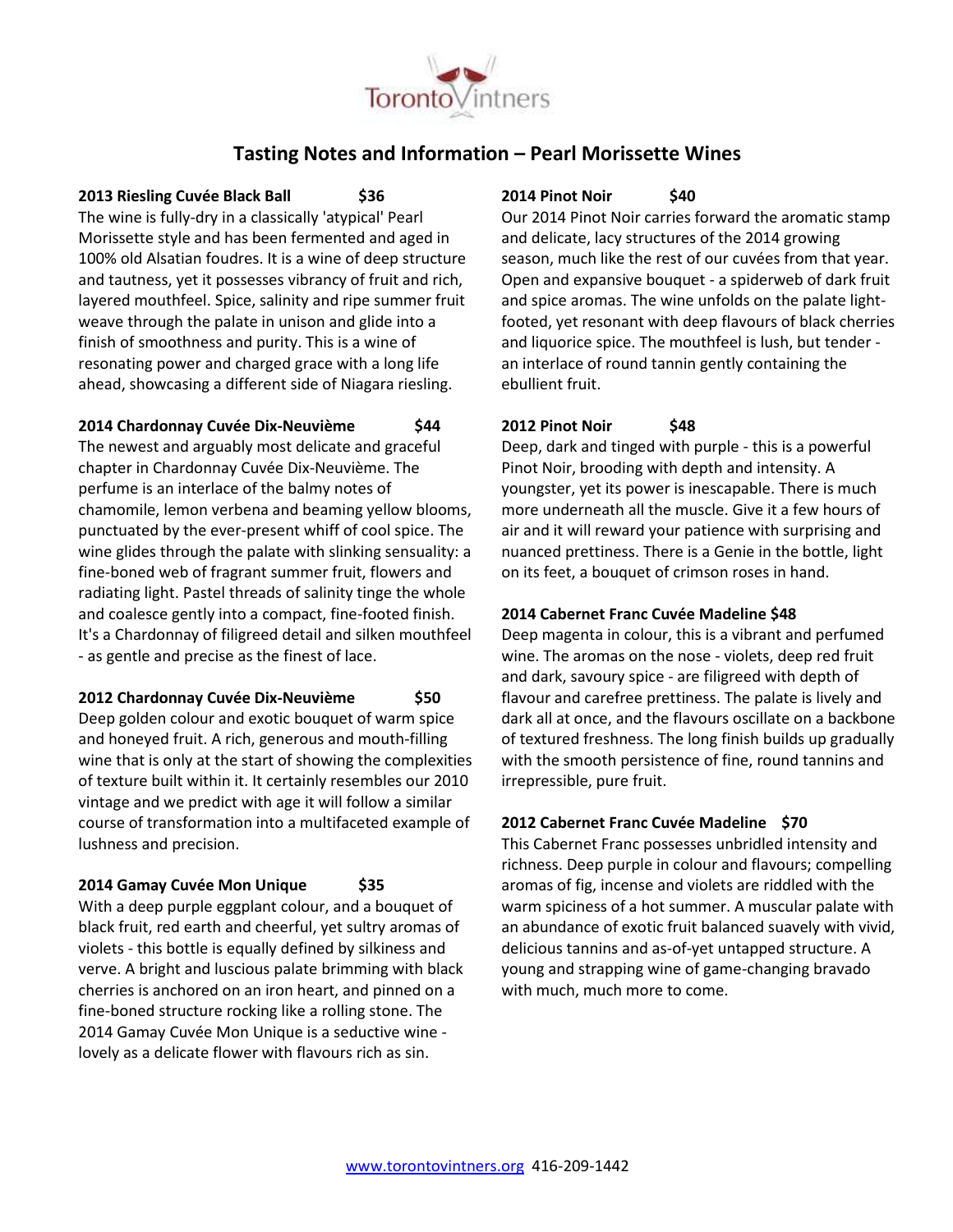# Tasting Notes and Information – Pearl Morissette Wines

**2013 Riesling Cuvée Black Ball $36**

The wine is fully-dry in a classically 'atypical' Pearl Morissette style and has been fermented and aged in 100% old Alsatian foudres. It is a wine of deep structure and tautness, yet it possesses vibrancy of fruit and rich, layered mouthfeel. Spice, salinity and ripe summer fruit weave through the palate in unison and glide into a finish of smoothness and purity. This is a wine of resonating power and charged grace with a long life ahead, showcasing a different side of Niagara riesling.

**2014 Chardonnay Cuvée Dix-Neuvième $44**

The newest and arguably most delicate and graceful chapter in Chardonnay Cuvée Dix-Neuvième. The perfume is an interlace of the balmy notes of chamomile, lemon verbena and beaming yellow blooms, punctuated by the ever-present whiff of cool spice. The wine glides through the palate with slinking sensuality: a fine-boned web of fragrant summer fruit, flowers and radiating light. Pastel threads of salinity tinge the whole and coalesce gently into a compact, fine-footed finish. It's a Chardonnay of filigreed detail and silken mouthfeel - as gentle and precise as the finest of lace.

**2012 Chardonnay Cuvée Dix-Neuvième $50**

Deep golden colour and exotic bouquet of warm spice and honeyed fruit. A rich, generous and mouth-filling wine that is only at the start of showing the complexities of texture built within it. It certainly resembles our 2010 vintage and we predict with age it will follow a similar course of transformation into a multifaceted example of lushness and precision.

**2014 Gamay Cuvée Mon Unique $35**

With a deep purple eggplant colour, and a bouquet of black fruit, red earth and cheerful, yet sultry aromas of violets - this bottle is equally defined by silkiness and verve. A bright and luscious palate brimming with black cherries is anchored on an iron heart, and pinned on a fine-boned structure rocking like a rolling stone. The 2014 Gamay Cuvée Mon Unique is a seductive wine - lovely as a delicate flower with flavours rich as sin.

**2014 Pinot Noir $40**

Our 2014 Pinot Noir carries forward the aromatic stamp and delicate, lacy structures of the 2014 growing season, much like the rest of our cuvées from that year. Open and expansive bouquet - a spiderweb of dark fruit and spice aromas. The wine unfolds on the palate light-footed, yet resonant with deep flavours of black cherries and liquorice spice. The mouthfeel is lush, but tender - an interlace of round tannin gently containing the ebullient fruit.

**2012 Pinot Noir $48**

Deep, dark and tinged with purple - this is a powerful Pinot Noir, brooding with depth and intensity. A youngster, yet its power is inescapable. There is much more underneath all the muscle. Give it a few hours of air and it will reward your patience with surprising and nuanced prettiness. There is a Genie in the bottle, light on its feet, a bouquet of crimson roses in hand.

**2014 Cabernet Franc Cuvée Madeline $48**

Deep magenta in colour, this is a vibrant and perfumed wine. The aromas on the nose - violets, deep red fruit and dark, savoury spice - are filigreed with depth of flavour and carefree prettiness. The palate is lively and dark all at once, and the flavours oscillate on a backbone of textured freshness. The long finish builds up gradually with the smooth persistence of fine, round tannins and irrepressible, pure fruit.

**2012 Cabernet Franc Cuvée Madeline $70**

This Cabernet Franc possesses unbridled intensity and richness. Deep purple in colour and flavours; compelling aromas of fig, incense and violets are riddled with the warm spiciness of a hot summer. A muscular palate with an abundance of exotic fruit balanced suavely with vivid, delicious tannins and as-of-yet untapped structure. A young and strapping wine of game-changing bravado with much, much more to come.